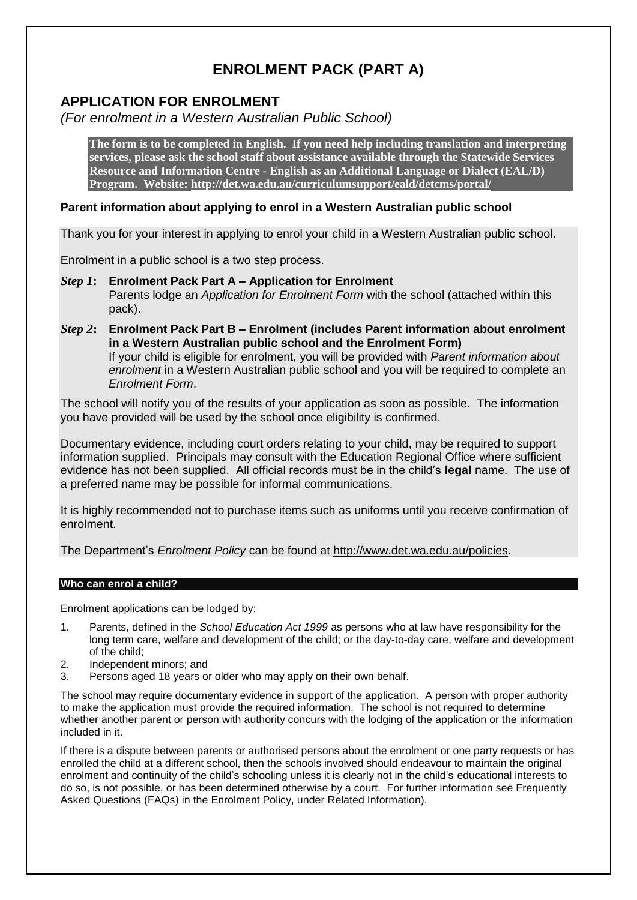# ENROLMENT PACK (PART A)

## APPLICATION FOR ENROLMENT

*(For enrolment in a Western Australian Public School)*

**The form is to be completed in English. If you need help including translation and interpreting services, please ask the school staff about assistance available through the Statewide Services Resource and Information Centre - English as an Additional Language or Dialect (EAL/D) Program. Website: http://det.wa.edu.au/curriculumsupport/eald/detcms/portal/**

### Parent information about applying to enrol in a Western Australian public school

Thank you for your interest in applying to enrol your child in a Western Australian public school.

Enrolment in a public school is a two step process.

***Step 1*:** **Enrolment Pack Part A – Application for Enrolment**
Parents lodge an *Application for Enrolment Form* with the school (attached within this pack).

***Step 2*:** **Enrolment Pack Part B – Enrolment (includes Parent information about enrolment in a Western Australian public school and the Enrolment Form)**
If your child is eligible for enrolment, you will be provided with *Parent information about enrolment* in a Western Australian public school and you will be required to complete an *Enrolment Form*.

The school will notify you of the results of your application as soon as possible. The information you have provided will be used by the school once eligibility is confirmed.

Documentary evidence, including court orders relating to your child, may be required to support information supplied. Principals may consult with the Education Regional Office where sufficient evidence has not been supplied. All official records must be in the child's **legal** name. The use of a preferred name may be possible for informal communications.

It is highly recommended not to purchase items such as uniforms until you receive confirmation of enrolment.

The Department's *Enrolment Policy* can be found at http://www.det.wa.edu.au/policies.

#### Who can enrol a child?

Enrolment applications can be lodged by:

1. Parents, defined in the *School Education Act 1999* as persons who at law have responsibility for the long term care, welfare and development of the child; or the day-to-day care, welfare and development of the child;
2. Independent minors; and
3. Persons aged 18 years or older who may apply on their own behalf.

The school may require documentary evidence in support of the application. A person with proper authority to make the application must provide the required information. The school is not required to determine whether another parent or person with authority concurs with the lodging of the application or the information included in it.

If there is a dispute between parents or authorised persons about the enrolment or one party requests or has enrolled the child at a different school, then the schools involved should endeavour to maintain the original enrolment and continuity of the child's schooling unless it is clearly not in the child's educational interests to do so, is not possible, or has been determined otherwise by a court. For further information see Frequently Asked Questions (FAQs) in the Enrolment Policy, under Related Information).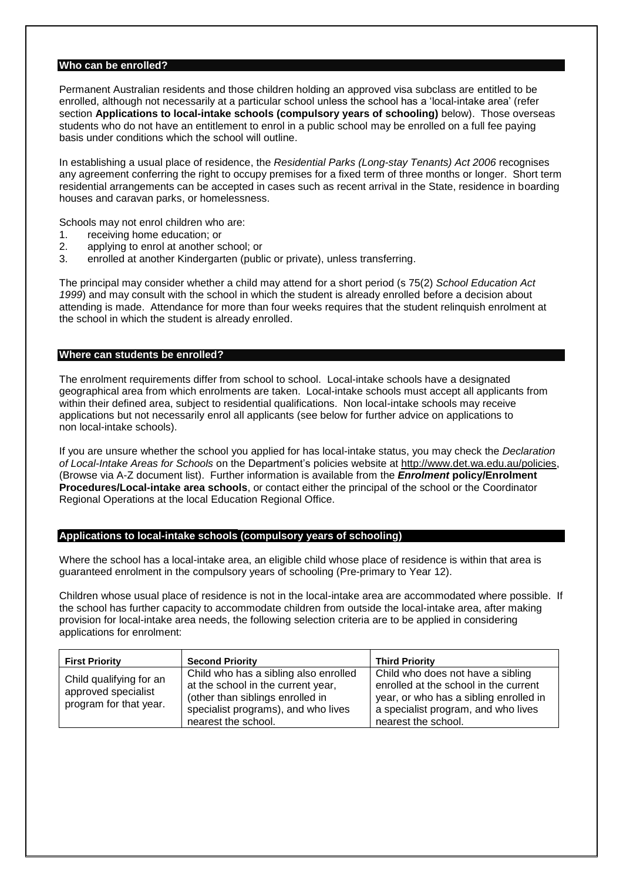## Who can be enrolled?

Permanent Australian residents and those children holding an approved visa subclass are entitled to be enrolled, although not necessarily at a particular school unless the school has a 'local-intake area' (refer section **Applications to local-intake schools (compulsory years of schooling)** below). Those overseas students who do not have an entitlement to enrol in a public school may be enrolled on a full fee paying basis under conditions which the school will outline.

In establishing a usual place of residence, the *Residential Parks (Long-stay Tenants) Act 2006* recognises any agreement conferring the right to occupy premises for a fixed term of three months or longer. Short term residential arrangements can be accepted in cases such as recent arrival in the State, residence in boarding houses and caravan parks, or homelessness.

Schools may not enrol children who are:

1. receiving home education; or
2. applying to enrol at another school; or
3. enrolled at another Kindergarten (public or private), unless transferring.

The principal may consider whether a child may attend for a short period (s 75(2) *School Education Act 1999*) and may consult with the school in which the student is already enrolled before a decision about attending is made. Attendance for more than four weeks requires that the student relinquish enrolment at the school in which the student is already enrolled.

## Where can students be enrolled?

The enrolment requirements differ from school to school. Local-intake schools have a designated geographical area from which enrolments are taken. Local-intake schools must accept all applicants from within their defined area, subject to residential qualifications. Non local-intake schools may receive applications but not necessarily enrol all applicants (see below for further advice on applications to non local-intake schools).

If you are unsure whether the school you applied for has local-intake status, you may check the *Declaration of Local-Intake Areas for Schools* on the Department's policies website at http://www.det.wa.edu.au/policies, (Browse via A-Z document list). Further information is available from the ***Enrolment* policy/Enrolment Procedures/Local-intake area schools**, or contact either the principal of the school or the Coordinator Regional Operations at the local Education Regional Office.

## Applications to local-intake schools (compulsory years of schooling)

Where the school has a local-intake area, an eligible child whose place of residence is within that area is guaranteed enrolment in the compulsory years of schooling (Pre-primary to Year 12).

Children whose usual place of residence is not in the local-intake area are accommodated where possible. If the school has further capacity to accommodate children from outside the local-intake area, after making provision for local-intake area needs, the following selection criteria are to be applied in considering applications for enrolment:

| First Priority | Second Priority | Third Priority |
| --- | --- | --- |
| Child qualifying for an approved specialist program for that year. | Child who has a sibling also enrolled at the school in the current year, (other than siblings enrolled in specialist programs), and who lives nearest the school. | Child who does not have a sibling enrolled at the school in the current year, or who has a sibling enrolled in a specialist program, and who lives nearest the school. |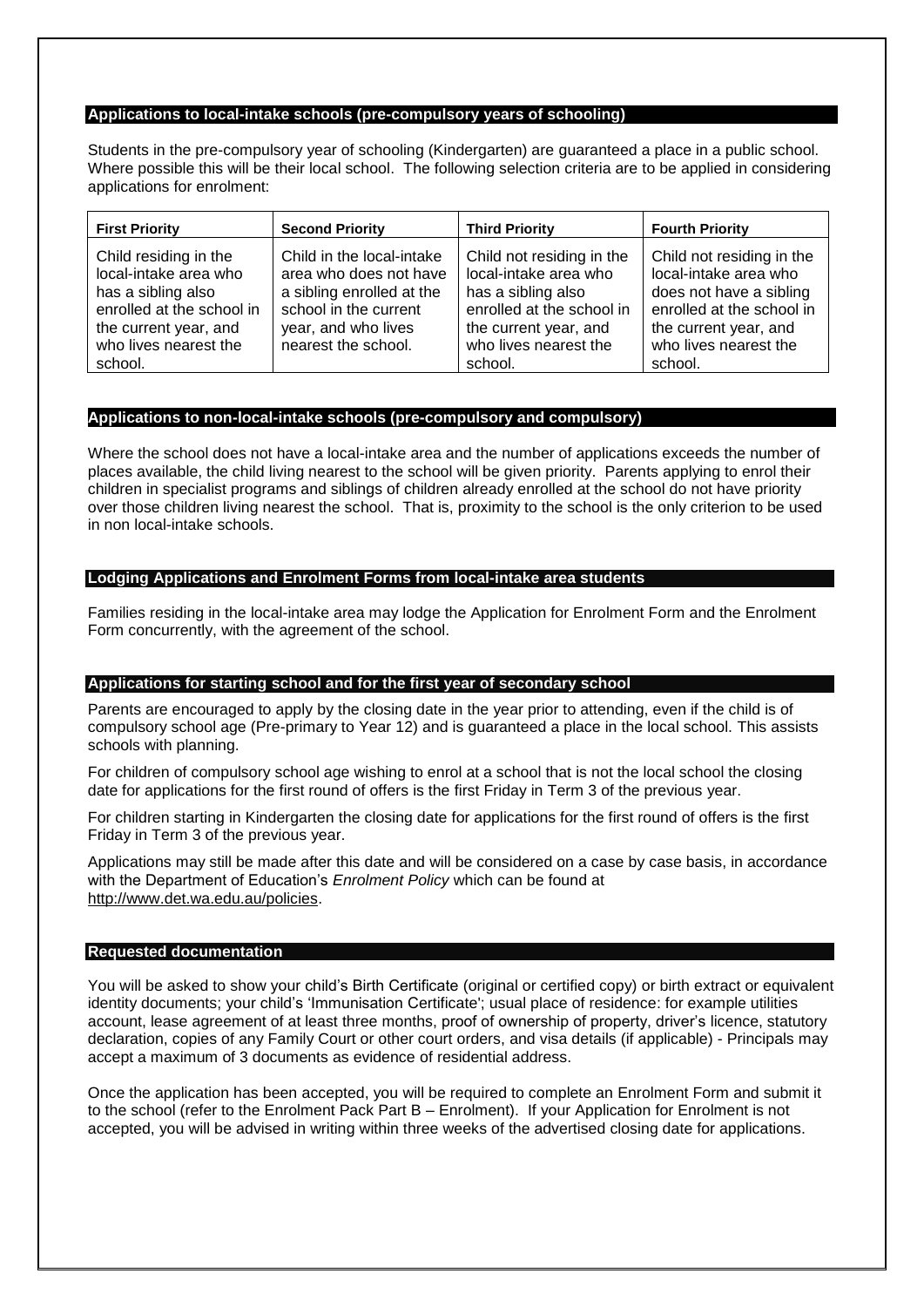## Applications to local-intake schools (pre-compulsory years of schooling)

Students in the pre-compulsory year of schooling (Kindergarten) are guaranteed a place in a public school. Where possible this will be their local school. The following selection criteria are to be applied in considering applications for enrolment:

| **First Priority** | **Second Priority** | **Third Priority** | **Fourth Priority** |
|---|---|---|---|
| Child residing in the local-intake area who has a sibling also enrolled at the school in the current year, and who lives nearest the school. | Child in the local-intake area who does not have a sibling enrolled at the school in the current year, and who lives nearest the school. | Child not residing in the local-intake area who has a sibling also enrolled at the school in the current year, and who lives nearest the school. | Child not residing in the local-intake area who does not have a sibling enrolled at the school in the current year, and who lives nearest the school. |

## Applications to non-local-intake schools (pre-compulsory and compulsory)

Where the school does not have a local-intake area and the number of applications exceeds the number of places available, the child living nearest to the school will be given priority. Parents applying to enrol their children in specialist programs and siblings of children already enrolled at the school do not have priority over those children living nearest the school. That is, proximity to the school is the only criterion to be used in non local-intake schools.

## Lodging Applications and Enrolment Forms from local-intake area students

Families residing in the local-intake area may lodge the Application for Enrolment Form and the Enrolment Form concurrently, with the agreement of the school.

## Applications for starting school and for the first year of secondary school

Parents are encouraged to apply by the closing date in the year prior to attending, even if the child is of compulsory school age (Pre-primary to Year 12) and is guaranteed a place in the local school. This assists schools with planning.

For children of compulsory school age wishing to enrol at a school that is not the local school the closing date for applications for the first round of offers is the first Friday in Term 3 of the previous year.

For children starting in Kindergarten the closing date for applications for the first round of offers is the first Friday in Term 3 of the previous year.

Applications may still be made after this date and will be considered on a case by case basis, in accordance with the Department of Education's *Enrolment Policy* which can be found at http://www.det.wa.edu.au/policies.

## Requested documentation

You will be asked to show your child's Birth Certificate (original or certified copy) or birth extract or equivalent identity documents; your child's 'Immunisation Certificate'; usual place of residence: for example utilities account, lease agreement of at least three months, proof of ownership of property, driver's licence, statutory declaration, copies of any Family Court or other court orders, and visa details (if applicable) - Principals may accept a maximum of 3 documents as evidence of residential address.

Once the application has been accepted, you will be required to complete an Enrolment Form and submit it to the school (refer to the Enrolment Pack Part B – Enrolment). If your Application for Enrolment is not accepted, you will be advised in writing within three weeks of the advertised closing date for applications.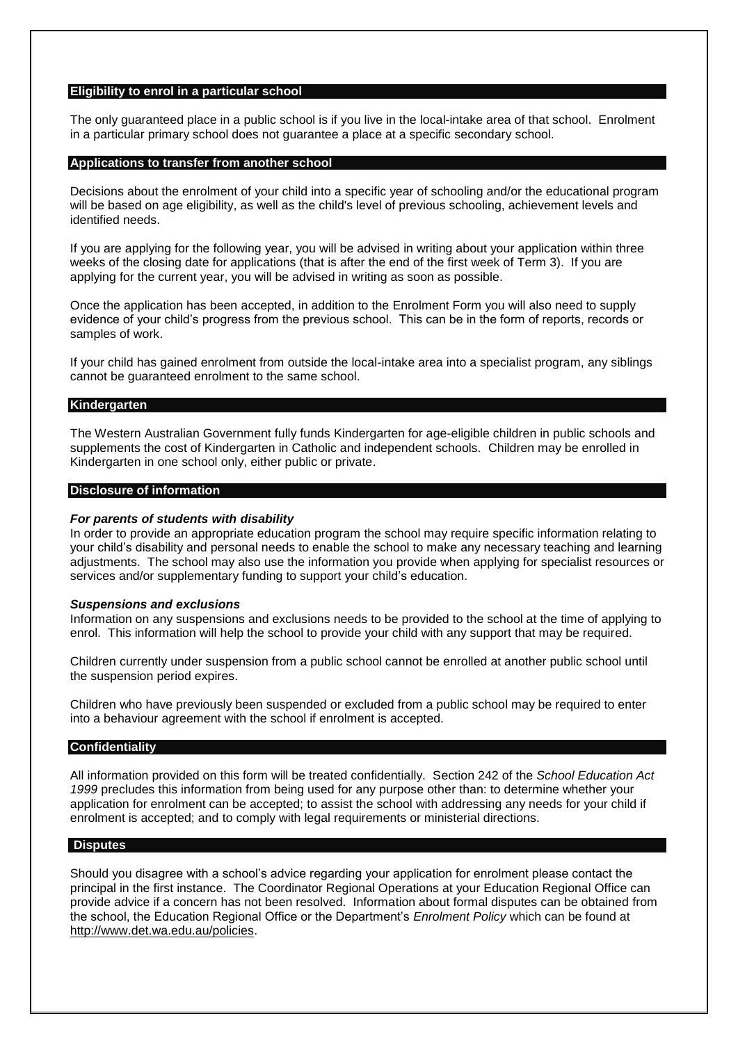## Eligibility to enrol in a particular school

The only guaranteed place in a public school is if you live in the local-intake area of that school. Enrolment in a particular primary school does not guarantee a place at a specific secondary school.

## Applications to transfer from another school

Decisions about the enrolment of your child into a specific year of schooling and/or the educational program will be based on age eligibility, as well as the child's level of previous schooling, achievement levels and identified needs.

If you are applying for the following year, you will be advised in writing about your application within three weeks of the closing date for applications (that is after the end of the first week of Term 3). If you are applying for the current year, you will be advised in writing as soon as possible.

Once the application has been accepted, in addition to the Enrolment Form you will also need to supply evidence of your child's progress from the previous school. This can be in the form of reports, records or samples of work.

If your child has gained enrolment from outside the local-intake area into a specialist program, any siblings cannot be guaranteed enrolment to the same school.

## Kindergarten

The Western Australian Government fully funds Kindergarten for age-eligible children in public schools and supplements the cost of Kindergarten in Catholic and independent schools. Children may be enrolled in Kindergarten in one school only, either public or private.

## Disclosure of information

***For parents of students with disability***

In order to provide an appropriate education program the school may require specific information relating to your child's disability and personal needs to enable the school to make any necessary teaching and learning adjustments. The school may also use the information you provide when applying for specialist resources or services and/or supplementary funding to support your child's education.

***Suspensions and exclusions***

Information on any suspensions and exclusions needs to be provided to the school at the time of applying to enrol. This information will help the school to provide your child with any support that may be required.

Children currently under suspension from a public school cannot be enrolled at another public school until the suspension period expires.

Children who have previously been suspended or excluded from a public school may be required to enter into a behaviour agreement with the school if enrolment is accepted.

## Confidentiality

All information provided on this form will be treated confidentially. Section 242 of the *School Education Act 1999* precludes this information from being used for any purpose other than: to determine whether your application for enrolment can be accepted; to assist the school with addressing any needs for your child if enrolment is accepted; and to comply with legal requirements or ministerial directions.

## Disputes

Should you disagree with a school's advice regarding your application for enrolment please contact the principal in the first instance. The Coordinator Regional Operations at your Education Regional Office can provide advice if a concern has not been resolved. Information about formal disputes can be obtained from the school, the Education Regional Office or the Department's *Enrolment Policy* which can be found at http://www.det.wa.edu.au/policies.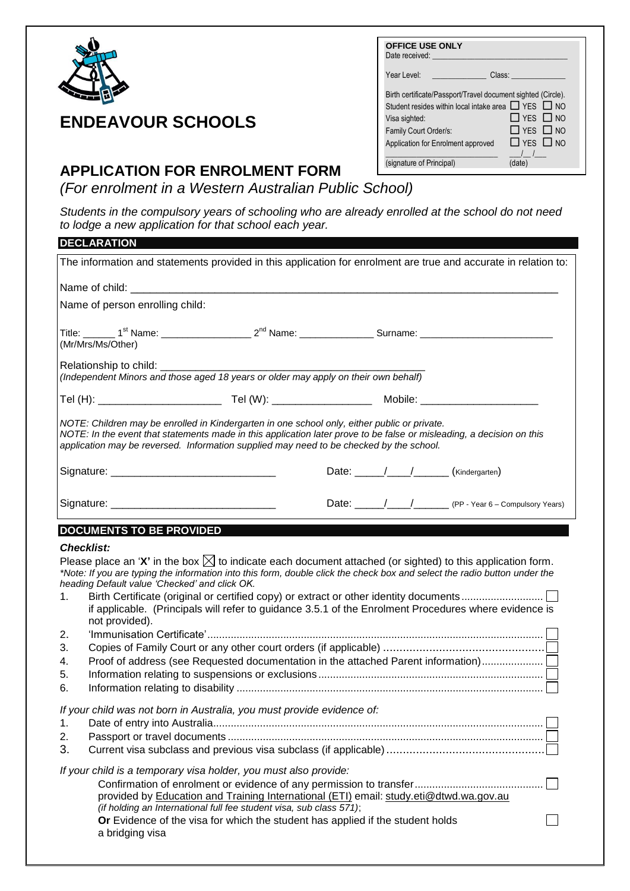## ENDEAVOUR SCHOOLS

| OFFICE USE ONLY | |
|---|---|
| Date received: ____________________ | |
| Year Level: ____________ Class: ____________ | |
| Birth certificate/Passport/Travel document sighted (Circle). | |
| Student resides within local intake area | ☐ YES ☐ NO |
| Visa sighted: | ☐ YES ☐ NO |
| Family Court Order/s: | ☐ YES ☐ NO |
| Application for Enrolment approved | ☐ YES ☐ NO |
| ____________________ (signature of Principal) | ___/__/___ (date) |

# APPLICATION FOR ENROLMENT FORM

*(For enrolment in a Western Australian Public School)*

*Students in the compulsory years of schooling who are already enrolled at the school do not need to lodge a new application for that school each year.*

## DECLARATION

The information and statements provided in this application for enrolment are true and accurate in relation to:

Name of child: ______________________________________________________________

Name of person enrolling child:

Title: ______ 1st Name: ________________ 2nd Name: ______________ Surname: ________________________
(Mr/Mrs/Ms/Other)

Relationship to child: ____________________________________________
*(Independent Minors and those aged 18 years or older may apply on their own behalf)*

Tel (H): _____________________ Tel (W): _________________ Mobile: ____________________

*NOTE: Children may be enrolled in Kindergarten in one school only, either public or private.*
*NOTE: In the event that statements made in this application later prove to be false or misleading, a decision on this application may be reversed. Information supplied may need to be checked by the school.*

Signature: ____________________________ Date: _____/____/______ (Kindergarten)

Signature: ____________________________ Date: _____/____/______ (PP - Year 6 – Compulsory Years)

## DOCUMENTS TO BE PROVIDED

***Checklist:***

Please place an '**X'** in the box ☒ to indicate each document attached (or sighted) to this application form.
*\*Note: If you are typing the information into this form, double click the check box and select the radio button under the heading Default value 'Checked' and click OK.*

1. Birth Certificate (original or certified copy) or extract or other identity documents ........................... ☐ if applicable. (Principals will refer to guidance 3.5.1 of the Enrolment Procedures where evidence is not provided).
2. 'Immunisation Certificate' ........................................................................................................ ☐
3. Copies of Family Court or any other court orders (if applicable) ................................................ ☐
4. Proof of address (see Requested documentation in the attached Parent information) .................... ☐
5. Information relating to suspensions or exclusions ........................................................................... ☐
6. Information relating to disability ....................................................................................................... ☐

*If your child was not born in Australia, you must provide evidence of:*

1. Date of entry into Australia ............................................................................................................... ☐
2. Passport or travel documents ............................................................................................................ ☐
3. Current visa subclass and previous visa subclass (if applicable) ................................................ ☐

*If your child is a temporary visa holder, you must also provide:*

Confirmation of enrolment or evidence of any permission to transfer ........................................... ☐
provided by Education and Training International (ETI) email: study.eti@dtwd.wa.gov.au
*(if holding an International full fee student visa, sub class 571)*;
**Or** Evidence of the visa for which the student has applied if the student holds a bridging visa ☐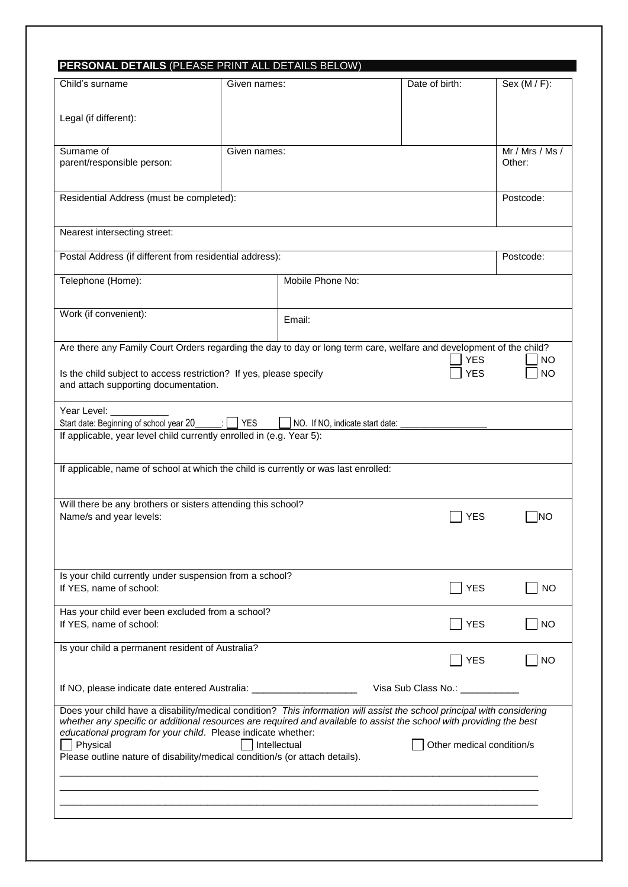## PERSONAL DETAILS (PLEASE PRINT ALL DETAILS BELOW)

| Child's surname<br><br>Legal (if different): | Given names: | Date of birth: | Sex (M / F): |
|---|---|---|---|
| Surname of parent/responsible person: | Given names: | | Mr / Mrs / Ms / Other: |
| Residential Address (must be completed): | | | Postcode: |
| Nearest intersecting street: | | | |
| Postal Address (if different from residential address): | | | Postcode: |
| Telephone (Home): | Mobile Phone No: | | |
| Work (if convenient): | Email: | | |

Are there any Family Court Orders regarding the day to day or long term care, welfare and development of the child? ☐ YES ☐ NO

Is the child subject to access restriction? If yes, please specify and attach supporting documentation. ☐ YES ☐ NO

Year Level: ___________

Start date: Beginning of school year 20______: ☐ YES ☐ NO. If NO, indicate start date: __________________

If applicable, year level child currently enrolled in (e.g. Year 5):

If applicable, name of school at which the child is currently or was last enrolled:

Will there be any brothers or sisters attending this school? ☐ YES ☐ NO

Name/s and year levels:

Is your child currently under suspension from a school? ☐ YES ☐ NO

If YES, name of school:

Has your child ever been excluded from a school? ☐ YES ☐ NO

If YES, name of school:

Is your child a permanent resident of Australia? ☐ YES ☐ NO

If NO, please indicate date entered Australia: ____________________ Visa Sub Class No.: ___________

Does your child have a disability/medical condition? *This information will assist the school principal with considering whether any specific or additional resources are required and available to assist the school with providing the best educational program for your child*. Please indicate whether:

☐ Physical ☐ Intellectual ☐ Other medical condition/s

Please outline nature of disability/medical condition/s (or attach details).

_______________________________________________________________________________

_______________________________________________________________________________

_______________________________________________________________________________